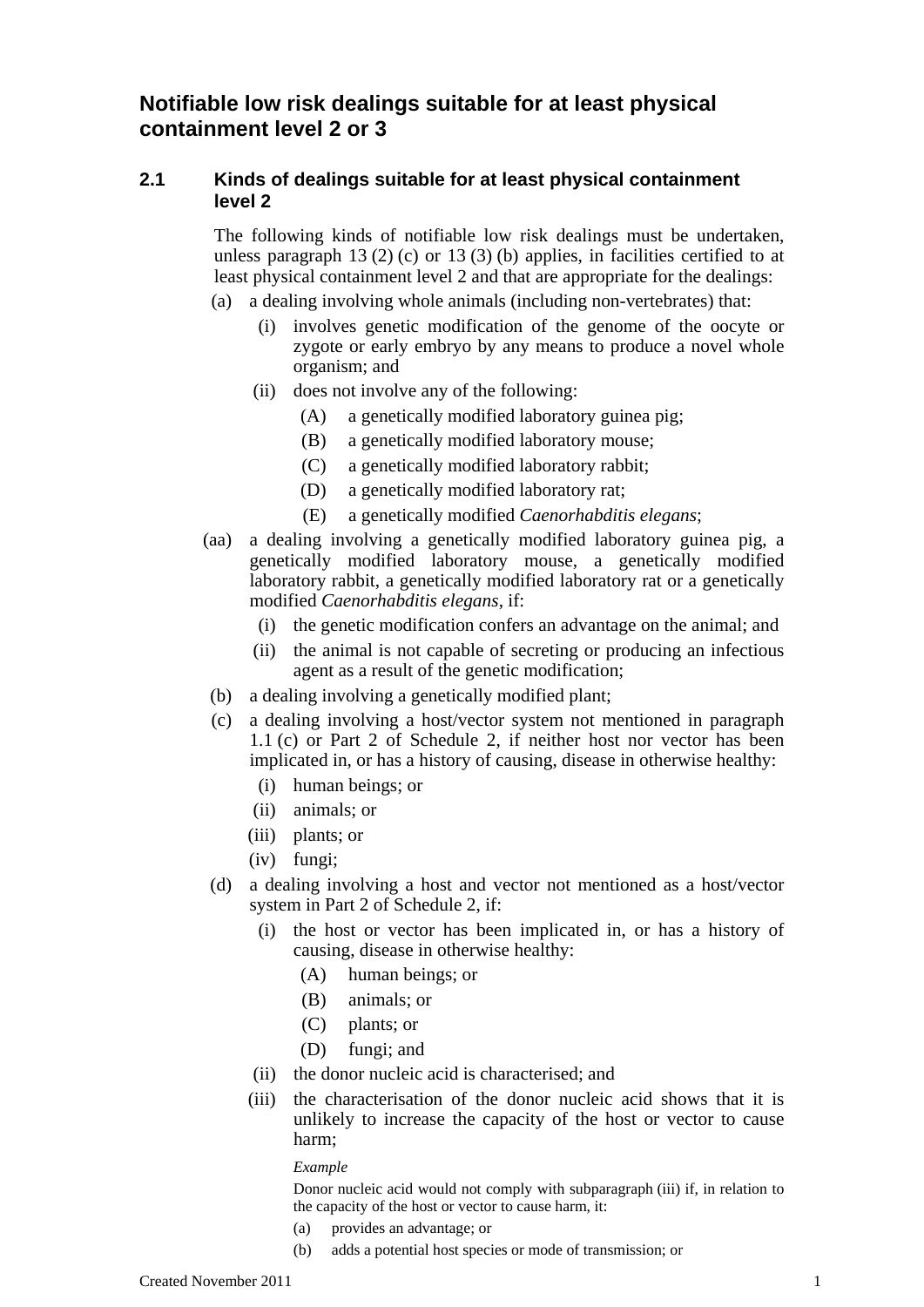## Notifiable low risk dealings suitable for at least physical containment level 2 or 3

### 2.1 Kinds of dealings suitable for at least physical containment level 2

The following kinds of notifiable low risk dealings must be undertaken, unless paragraph 13 (2) (c) or 13 (3) (b) applies, in facilities certified to at least physical containment level 2 and that are appropriate for the dealings:

(a) a dealing involving whole animals (including non-vertebrates) that:

   (i) involves genetic modification of the genome of the oocyte or zygote or early embryo by any means to produce a novel whole organism; and

   (ii) does not involve any of the following:

      (A) a genetically modified laboratory guinea pig;

      (B) a genetically modified laboratory mouse;

      (C) a genetically modified laboratory rabbit;

      (D) a genetically modified laboratory rat;

      (E) a genetically modified *Caenorhabditis elegans*;

(aa) a dealing involving a genetically modified laboratory guinea pig, a genetically modified laboratory mouse, a genetically modified laboratory rabbit, a genetically modified laboratory rat or a genetically modified *Caenorhabditis elegans*, if:

   (i) the genetic modification confers an advantage on the animal; and

   (ii) the animal is not capable of secreting or producing an infectious agent as a result of the genetic modification;

(b) a dealing involving a genetically modified plant;

(c) a dealing involving a host/vector system not mentioned in paragraph 1.1 (c) or Part 2 of Schedule 2, if neither host nor vector has been implicated in, or has a history of causing, disease in otherwise healthy:

   (i) human beings; or

   (ii) animals; or

   (iii) plants; or

   (iv) fungi;

(d) a dealing involving a host and vector not mentioned as a host/vector system in Part 2 of Schedule 2, if:

   (i) the host or vector has been implicated in, or has a history of causing, disease in otherwise healthy:

      (A) human beings; or

      (B) animals; or

      (C) plants; or

      (D) fungi; and

   (ii) the donor nucleic acid is characterised; and

   (iii) the characterisation of the donor nucleic acid shows that it is unlikely to increase the capacity of the host or vector to cause harm;

   *Example*

   Donor nucleic acid would not comply with subparagraph (iii) if, in relation to the capacity of the host or vector to cause harm, it:

   (a) provides an advantage; or

   (b) adds a potential host species or mode of transmission; or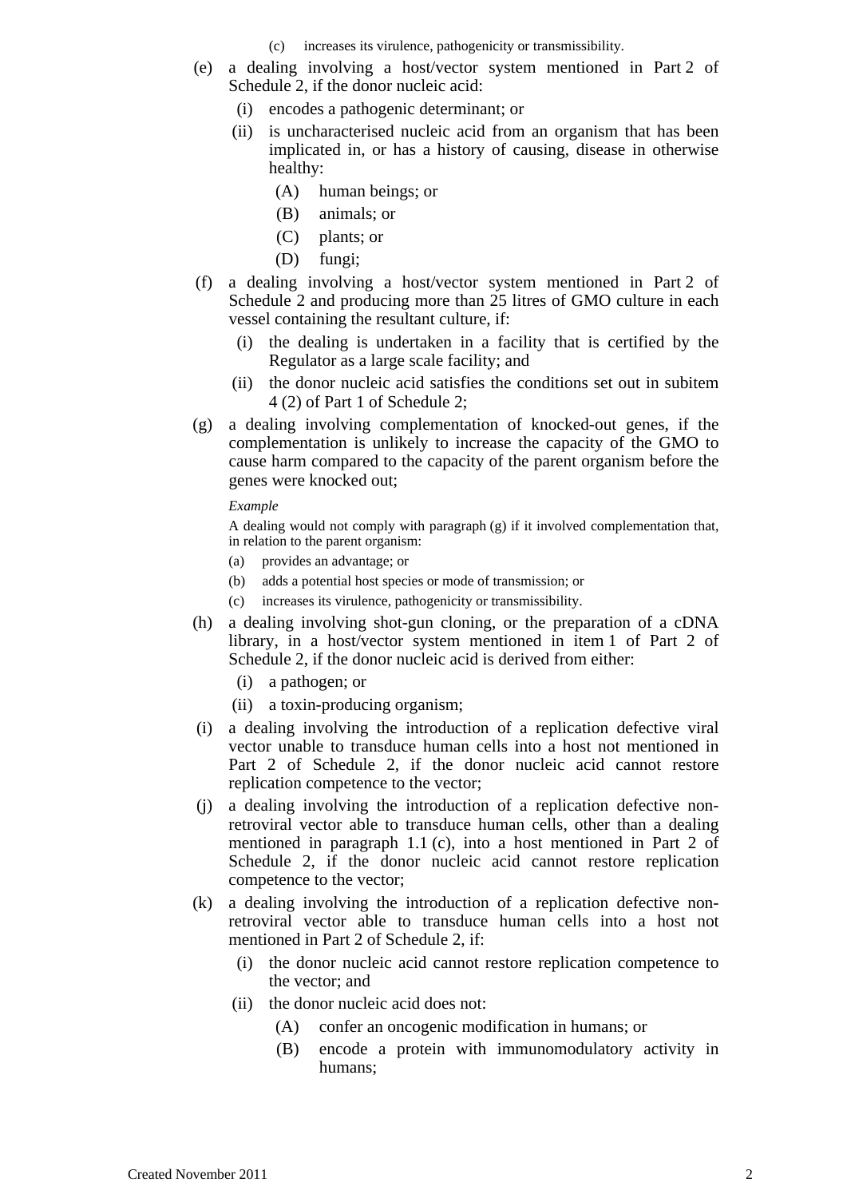(c) increases its virulence, pathogenicity or transmissibility.

(e) a dealing involving a host/vector system mentioned in Part 2 of Schedule 2, if the donor nucleic acid:

   (i) encodes a pathogenic determinant; or

   (ii) is uncharacterised nucleic acid from an organism that has been implicated in, or has a history of causing, disease in otherwise healthy:

      (A) human beings; or

      (B) animals; or

      (C) plants; or

      (D) fungi;

(f) a dealing involving a host/vector system mentioned in Part 2 of Schedule 2 and producing more than 25 litres of GMO culture in each vessel containing the resultant culture, if:

   (i) the dealing is undertaken in a facility that is certified by the Regulator as a large scale facility; and

   (ii) the donor nucleic acid satisfies the conditions set out in subitem 4 (2) of Part 1 of Schedule 2;

(g) a dealing involving complementation of knocked-out genes, if the complementation is unlikely to increase the capacity of the GMO to cause harm compared to the capacity of the parent organism before the genes were knocked out;

*Example*

A dealing would not comply with paragraph (g) if it involved complementation that, in relation to the parent organism:

(a) provides an advantage; or

(b) adds a potential host species or mode of transmission; or

(c) increases its virulence, pathogenicity or transmissibility.

(h) a dealing involving shot-gun cloning, or the preparation of a cDNA library, in a host/vector system mentioned in item 1 of Part 2 of Schedule 2, if the donor nucleic acid is derived from either:

   (i) a pathogen; or

   (ii) a toxin-producing organism;

(i) a dealing involving the introduction of a replication defective viral vector unable to transduce human cells into a host not mentioned in Part 2 of Schedule 2, if the donor nucleic acid cannot restore replication competence to the vector;

(j) a dealing involving the introduction of a replication defective non-retroviral vector able to transduce human cells, other than a dealing mentioned in paragraph 1.1 (c), into a host mentioned in Part 2 of Schedule 2, if the donor nucleic acid cannot restore replication competence to the vector;

(k) a dealing involving the introduction of a replication defective non-retroviral vector able to transduce human cells into a host not mentioned in Part 2 of Schedule 2, if:

   (i) the donor nucleic acid cannot restore replication competence to the vector; and

   (ii) the donor nucleic acid does not:

      (A) confer an oncogenic modification in humans; or

      (B) encode a protein with immunomodulatory activity in humans;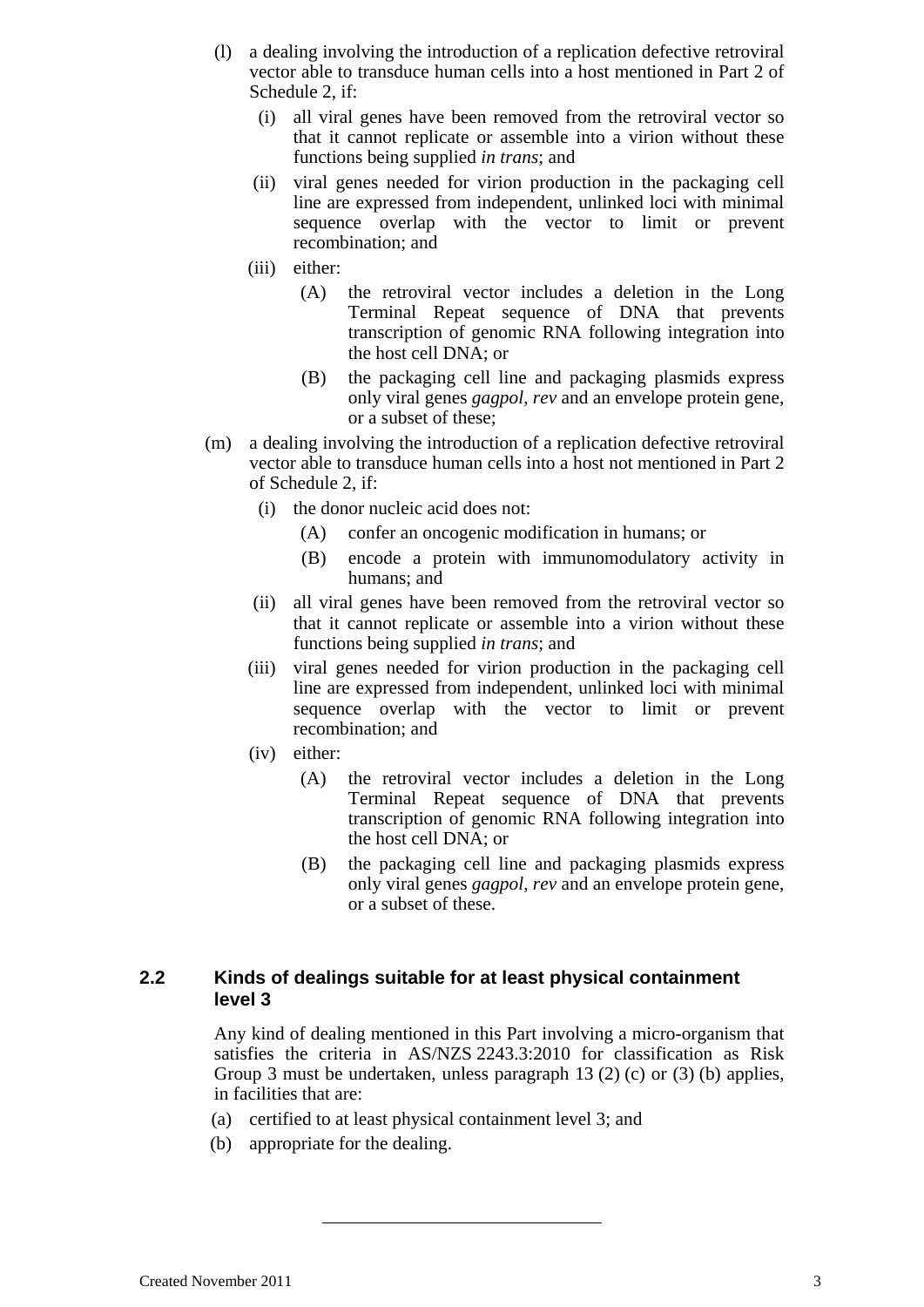(l) a dealing involving the introduction of a replication defective retroviral vector able to transduce human cells into a host mentioned in Part 2 of Schedule 2, if:

  (i) all viral genes have been removed from the retroviral vector so that it cannot replicate or assemble into a virion without these functions being supplied *in trans*; and

  (ii) viral genes needed for virion production in the packaging cell line are expressed from independent, unlinked loci with minimal sequence overlap with the vector to limit or prevent recombination; and

  (iii) either:

    (A) the retroviral vector includes a deletion in the Long Terminal Repeat sequence of DNA that prevents transcription of genomic RNA following integration into the host cell DNA; or

    (B) the packaging cell line and packaging plasmids express only viral genes *gagpol*, *rev* and an envelope protein gene, or a subset of these;

(m) a dealing involving the introduction of a replication defective retroviral vector able to transduce human cells into a host not mentioned in Part 2 of Schedule 2, if:

  (i) the donor nucleic acid does not:

    (A) confer an oncogenic modification in humans; or

    (B) encode a protein with immunomodulatory activity in humans; and

  (ii) all viral genes have been removed from the retroviral vector so that it cannot replicate or assemble into a virion without these functions being supplied *in trans*; and

  (iii) viral genes needed for virion production in the packaging cell line are expressed from independent, unlinked loci with minimal sequence overlap with the vector to limit or prevent recombination; and

  (iv) either:

    (A) the retroviral vector includes a deletion in the Long Terminal Repeat sequence of DNA that prevents transcription of genomic RNA following integration into the host cell DNA; or

    (B) the packaging cell line and packaging plasmids express only viral genes *gagpol*, *rev* and an envelope protein gene, or a subset of these.

## 2.2 Kinds of dealings suitable for at least physical containment level 3

Any kind of dealing mentioned in this Part involving a micro-organism that satisfies the criteria in AS/NZS 2243.3:2010 for classification as Risk Group 3 must be undertaken, unless paragraph 13 (2) (c) or (3) (b) applies, in facilities that are:

(a) certified to at least physical containment level 3; and

(b) appropriate for the dealing.

Created November 2011